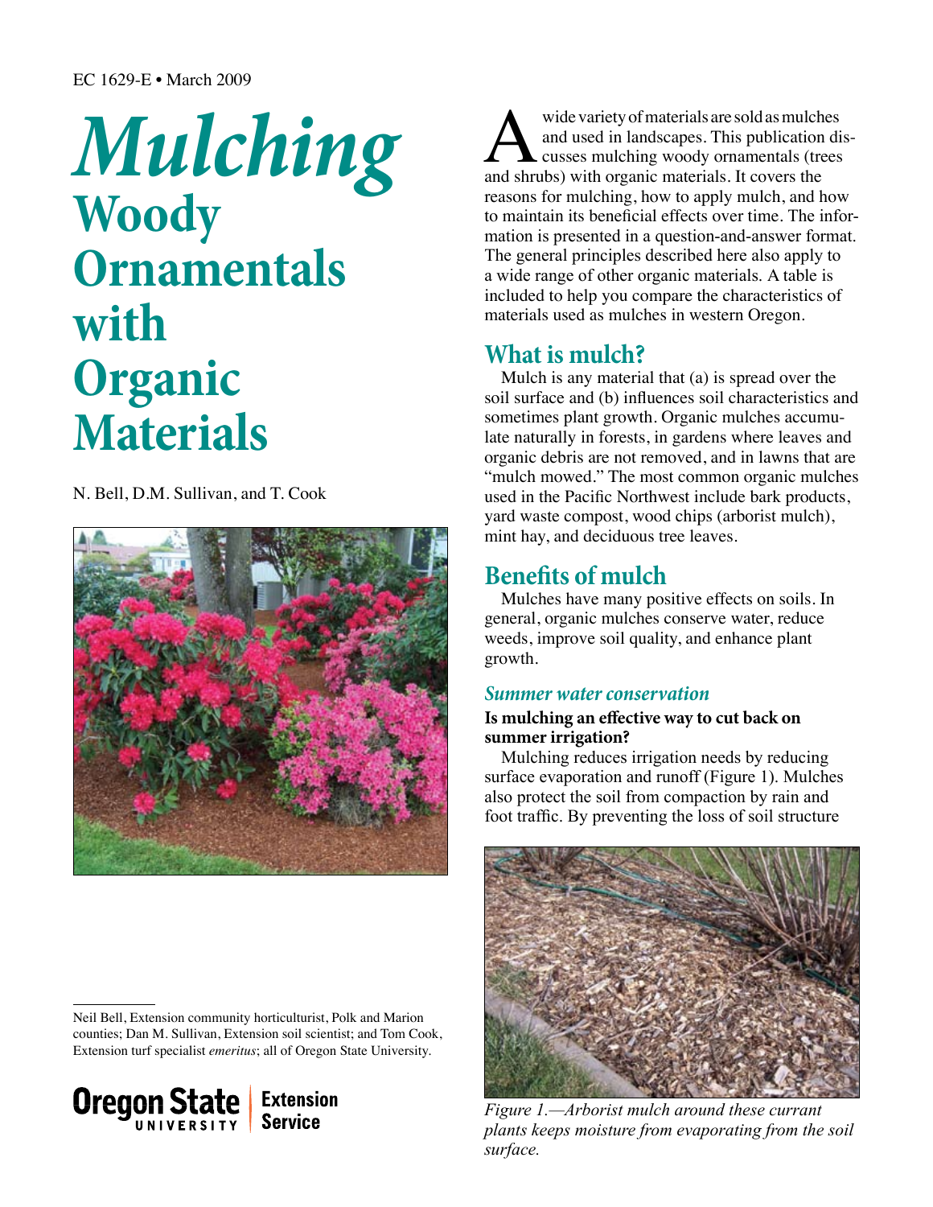EC 1629-E • March 2009

# *Mulching* Woody Ornamentals with Organic Materials

N. Bell, D.M. Sullivan, and T. Cook

Neil Bell, Extension community horticulturist, Polk and Marion counties; Dan M. Sullivan, Extension soil scientist; and Tom Cook, Extension turf specialist *emeritus*; all of Oregon State University.

A wide variety of materials are sold as mulches and used in landscapes. This publication discusses mulching woody ornamentals (trees and shrubs) with organic materials. It covers the reasons for mulching, how to apply mulch, and how to maintain its beneficial effects over time. The information is presented in a question-and-answer format. The general principles described here also apply to a wide range of other organic materials. A table is included to help you compare the characteristics of materials used as mulches in western Oregon.

## What is mulch?

Mulch is any material that (a) is spread over the soil surface and (b) influences soil characteristics and sometimes plant growth. Organic mulches accumulate naturally in forests, in gardens where leaves and organic debris are not removed, and in lawns that are "mulch mowed." The most common organic mulches used in the Pacific Northwest include bark products, yard waste compost, wood chips (arborist mulch), mint hay, and deciduous tree leaves.

## Benefits of mulch

Mulches have many positive effects on soils. In general, organic mulches conserve water, reduce weeds, improve soil quality, and enhance plant growth.

### *Summer water conservation*

**Is mulching an effective way to cut back on summer irrigation?**

Mulching reduces irrigation needs by reducing surface evaporation and runoff (Figure 1). Mulches also protect the soil from compaction by rain and foot traffic. By preventing the loss of soil structure

*Figure 1.—Arborist mulch around these currant plants keeps moisture from evaporating from the soil surface.*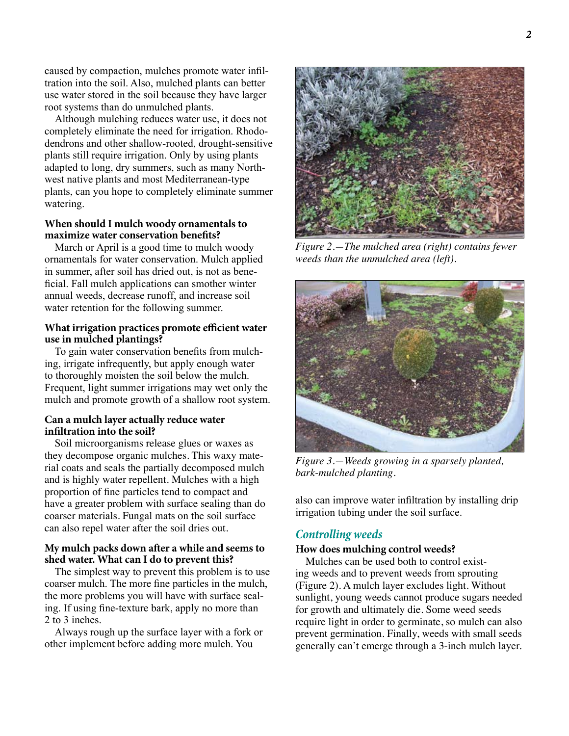caused by compaction, mulches promote water infiltration into the soil. Also, mulched plants can better use water stored in the soil because they have larger root systems than do unmulched plants.

Although mulching reduces water use, it does not completely eliminate the need for irrigation. Rhododendrons and other shallow-rooted, drought-sensitive plants still require irrigation. Only by using plants adapted to long, dry summers, such as many Northwest native plants and most Mediterranean-type plants, can you hope to completely eliminate summer watering.

**When should I mulch woody ornamentals to maximize water conservation benefits?**

March or April is a good time to mulch woody ornamentals for water conservation. Mulch applied in summer, after soil has dried out, is not as beneficial. Fall mulch applications can smother winter annual weeds, decrease runoff, and increase soil water retention for the following summer.

**What irrigation practices promote efficient water use in mulched plantings?**

To gain water conservation benefits from mulching, irrigate infrequently, but apply enough water to thoroughly moisten the soil below the mulch. Frequent, light summer irrigations may wet only the mulch and promote growth of a shallow root system.

**Can a mulch layer actually reduce water infiltration into the soil?**

Soil microorganisms release glues or waxes as they decompose organic mulches. This waxy material coats and seals the partially decomposed mulch and is highly water repellent. Mulches with a high proportion of fine particles tend to compact and have a greater problem with surface sealing than do coarser materials. Fungal mats on the soil surface can also repel water after the soil dries out.

**My mulch packs down after a while and seems to shed water. What can I do to prevent this?**

The simplest way to prevent this problem is to use coarser mulch. The more fine particles in the mulch, the more problems you will have with surface sealing. If using fine-texture bark, apply no more than 2 to 3 inches.

Always rough up the surface layer with a fork or other implement before adding more mulch. You also can improve water infiltration by installing drip irrigation tubing under the soil surface.

*Figure 2.—The mulched area (right) contains fewer weeds than the unmulched area (left).*

*Figure 3.—Weeds growing in a sparsely planted, bark-mulched planting.*

## *Controlling weeds*

**How does mulching control weeds?**

Mulches can be used both to control existing weeds and to prevent weeds from sprouting (Figure 2). A mulch layer excludes light. Without sunlight, young weeds cannot produce sugars needed for growth and ultimately die. Some weed seeds require light in order to germinate, so mulch can also prevent germination. Finally, weeds with small seeds generally can't emerge through a 3-inch mulch layer.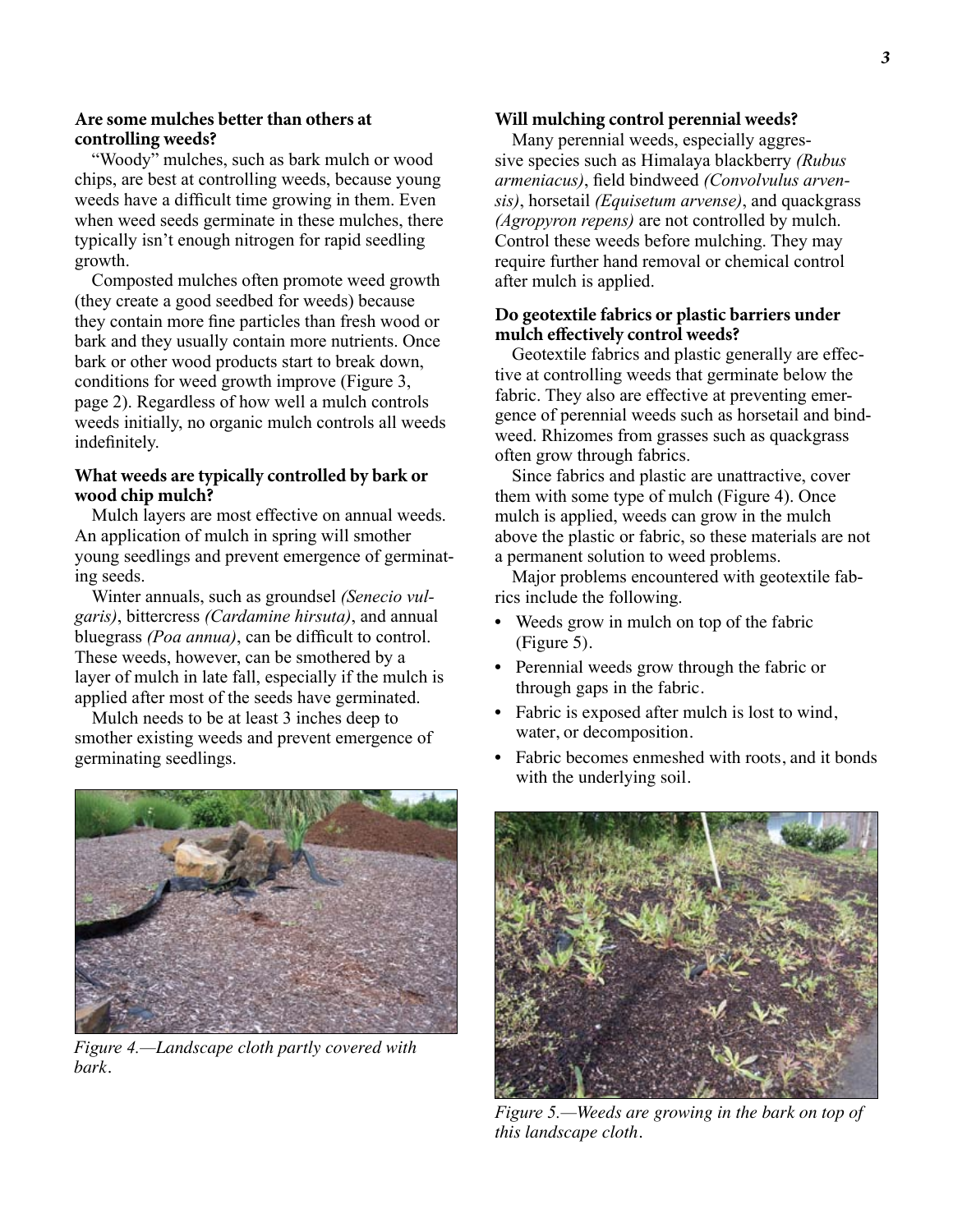### Are some mulches better than others at controlling weeds?

"Woody" mulches, such as bark mulch or wood chips, are best at controlling weeds, because young weeds have a difficult time growing in them. Even when weed seeds germinate in these mulches, there typically isn't enough nitrogen for rapid seedling growth.

Composted mulches often promote weed growth (they create a good seedbed for weeds) because they contain more fine particles than fresh wood or bark and they usually contain more nutrients. Once bark or other wood products start to break down, conditions for weed growth improve (Figure 3, page 2). Regardless of how well a mulch controls weeds initially, no organic mulch controls all weeds indefinitely.

### What weeds are typically controlled by bark or wood chip mulch?

Mulch layers are most effective on annual weeds. An application of mulch in spring will smother young seedlings and prevent emergence of germinating seeds.

Winter annuals, such as groundsel *(Senecio vulgaris)*, bittercress *(Cardamine hirsuta)*, and annual bluegrass *(Poa annua)*, can be difficult to control. These weeds, however, can be smothered by a layer of mulch in late fall, especially if the mulch is applied after most of the seeds have germinated.

Mulch needs to be at least 3 inches deep to smother existing weeds and prevent emergence of germinating seedlings.

*Figure 4.—Landscape cloth partly covered with bark.*

### Will mulching control perennial weeds?

Many perennial weeds, especially aggressive species such as Himalaya blackberry *(Rubus armeniacus)*, field bindweed *(Convolvulus arvensis)*, horsetail *(Equisetum arvense)*, and quackgrass *(Agropyron repens)* are not controlled by mulch. Control these weeds before mulching. They may require further hand removal or chemical control after mulch is applied.

### Do geotextile fabrics or plastic barriers under mulch effectively control weeds?

Geotextile fabrics and plastic generally are effective at controlling weeds that germinate below the fabric. They also are effective at preventing emergence of perennial weeds such as horsetail and bindweed. Rhizomes from grasses such as quackgrass often grow through fabrics.

Since fabrics and plastic are unattractive, cover them with some type of mulch (Figure 4). Once mulch is applied, weeds can grow in the mulch above the plastic or fabric, so these materials are not a permanent solution to weed problems.

Major problems encountered with geotextile fabrics include the following.

- Weeds grow in mulch on top of the fabric (Figure 5).
- Perennial weeds grow through the fabric or through gaps in the fabric.
- Fabric is exposed after mulch is lost to wind, water, or decomposition.
- Fabric becomes enmeshed with roots, and it bonds with the underlying soil.

*Figure 5.—Weeds are growing in the bark on top of this landscape cloth.*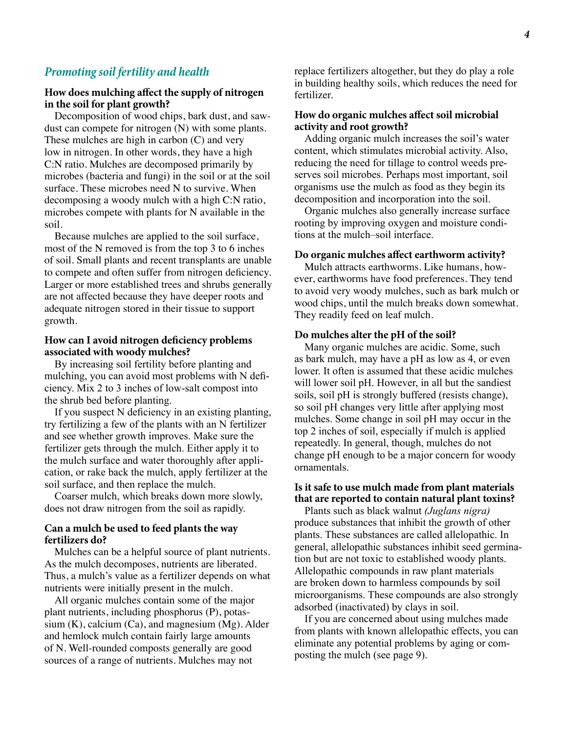## *Promoting soil fertility and health*

### How does mulching affect the supply of nitrogen in the soil for plant growth?

Decomposition of wood chips, bark dust, and sawdust can compete for nitrogen (N) with some plants. These mulches are high in carbon (C) and very low in nitrogen. In other words, they have a high C:N ratio. Mulches are decomposed primarily by microbes (bacteria and fungi) in the soil or at the soil surface. These microbes need N to survive. When decomposing a woody mulch with a high C:N ratio, microbes compete with plants for N available in the soil.

Because mulches are applied to the soil surface, most of the N removed is from the top 3 to 6 inches of soil. Small plants and recent transplants are unable to compete and often suffer from nitrogen deficiency. Larger or more established trees and shrubs generally are not affected because they have deeper roots and adequate nitrogen stored in their tissue to support growth.

### How can I avoid nitrogen deficiency problems associated with woody mulches?

By increasing soil fertility before planting and mulching, you can avoid most problems with N deficiency. Mix 2 to 3 inches of low-salt compost into the shrub bed before planting.

If you suspect N deficiency in an existing planting, try fertilizing a few of the plants with an N fertilizer and see whether growth improves. Make sure the fertilizer gets through the mulch. Either apply it to the mulch surface and water thoroughly after application, or rake back the mulch, apply fertilizer at the soil surface, and then replace the mulch.

Coarser mulch, which breaks down more slowly, does not draw nitrogen from the soil as rapidly.

### Can a mulch be used to feed plants the way fertilizers do?

Mulches can be a helpful source of plant nutrients. As the mulch decomposes, nutrients are liberated. Thus, a mulch's value as a fertilizer depends on what nutrients were initially present in the mulch.

All organic mulches contain some of the major plant nutrients, including phosphorus (P), potassium (K), calcium (Ca), and magnesium (Mg). Alder and hemlock mulch contain fairly large amounts of N. Well-rounded composts generally are good sources of a range of nutrients. Mulches may not replace fertilizers altogether, but they do play a role in building healthy soils, which reduces the need for fertilizer.

### How do organic mulches affect soil microbial activity and root growth?

Adding organic mulch increases the soil's water content, which stimulates microbial activity. Also, reducing the need for tillage to control weeds preserves soil microbes. Perhaps most important, soil organisms use the mulch as food as they begin its decomposition and incorporation into the soil.

Organic mulches also generally increase surface rooting by improving oxygen and moisture conditions at the mulch–soil interface.

### Do organic mulches affect earthworm activity?

Mulch attracts earthworms. Like humans, however, earthworms have food preferences. They tend to avoid very woody mulches, such as bark mulch or wood chips, until the mulch breaks down somewhat. They readily feed on leaf mulch.

### Do mulches alter the pH of the soil?

Many organic mulches are acidic. Some, such as bark mulch, may have a pH as low as 4, or even lower. It often is assumed that these acidic mulches will lower soil pH. However, in all but the sandiest soils, soil pH is strongly buffered (resists change), so soil pH changes very little after applying most mulches. Some change in soil pH may occur in the top 2 inches of soil, especially if mulch is applied repeatedly. In general, though, mulches do not change pH enough to be a major concern for woody ornamentals.

### Is it safe to use mulch made from plant materials that are reported to contain natural plant toxins?

Plants such as black walnut *(Juglans nigra)* produce substances that inhibit the growth of other plants. These substances are called allelopathic. In general, allelopathic substances inhibit seed germination but are not toxic to established woody plants. Allelopathic compounds in raw plant materials are broken down to harmless compounds by soil microorganisms. These compounds are also strongly adsorbed (inactivated) by clays in soil.

If you are concerned about using mulches made from plants with known allelopathic effects, you can eliminate any potential problems by aging or composting the mulch (see page 9).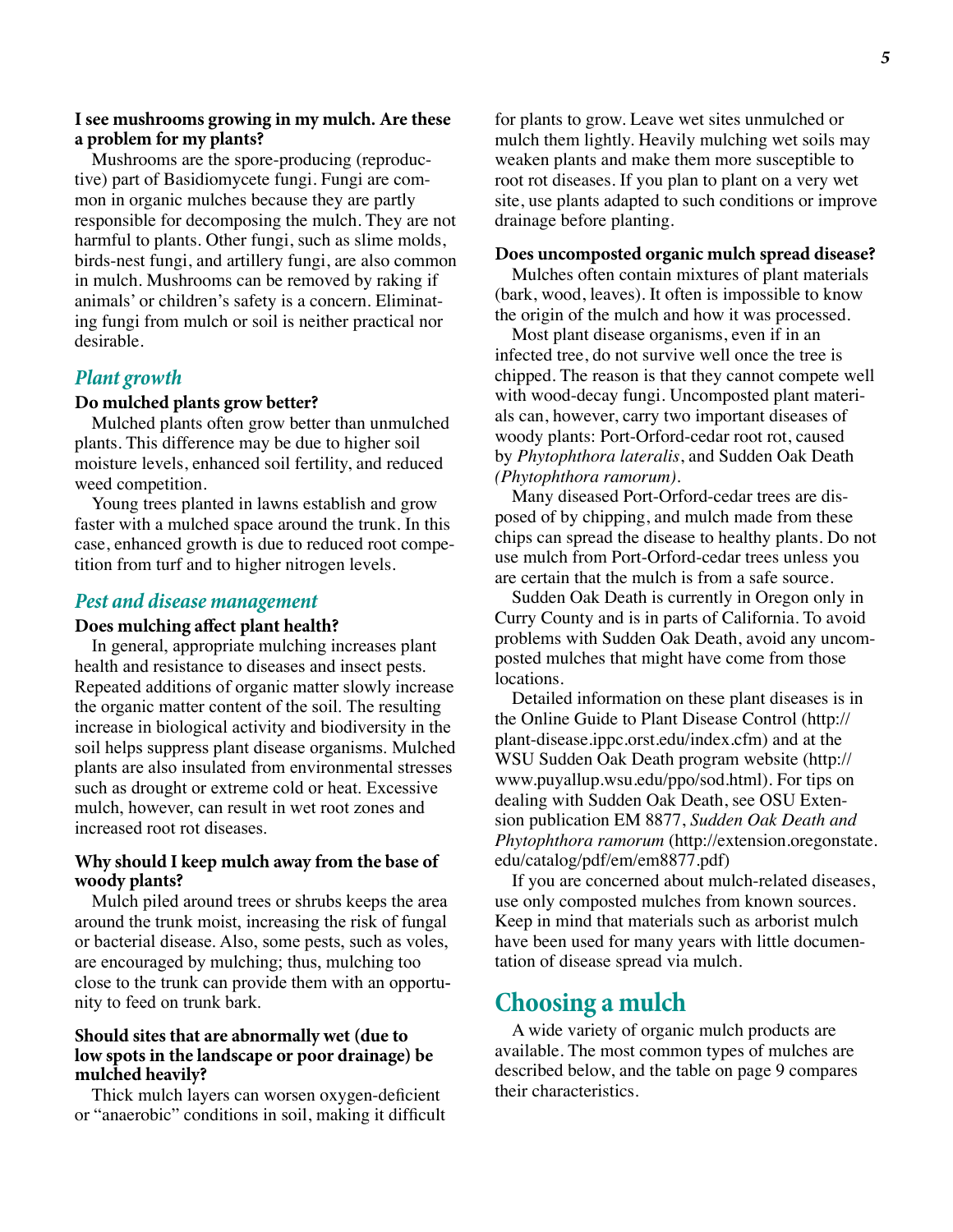**I see mushrooms growing in my mulch. Are these a problem for my plants?**

Mushrooms are the spore-producing (reproductive) part of Basidiomycete fungi. Fungi are common in organic mulches because they are partly responsible for decomposing the mulch. They are not harmful to plants. Other fungi, such as slime molds, birds-nest fungi, and artillery fungi, are also common in mulch. Mushrooms can be removed by raking if animals' or children's safety is a concern. Eliminating fungi from mulch or soil is neither practical nor desirable.

### *Plant growth*

**Do mulched plants grow better?**

Mulched plants often grow better than unmulched plants. This difference may be due to higher soil moisture levels, enhanced soil fertility, and reduced weed competition.

Young trees planted in lawns establish and grow faster with a mulched space around the trunk. In this case, enhanced growth is due to reduced root competition from turf and to higher nitrogen levels.

### *Pest and disease management*

**Does mulching affect plant health?**

In general, appropriate mulching increases plant health and resistance to diseases and insect pests. Repeated additions of organic matter slowly increase the organic matter content of the soil. The resulting increase in biological activity and biodiversity in the soil helps suppress plant disease organisms. Mulched plants are also insulated from environmental stresses such as drought or extreme cold or heat. Excessive mulch, however, can result in wet root zones and increased root rot diseases.

**Why should I keep mulch away from the base of woody plants?**

Mulch piled around trees or shrubs keeps the area around the trunk moist, increasing the risk of fungal or bacterial disease. Also, some pests, such as voles, are encouraged by mulching; thus, mulching too close to the trunk can provide them with an opportunity to feed on trunk bark.

**Should sites that are abnormally wet (due to low spots in the landscape or poor drainage) be mulched heavily?**

Thick mulch layers can worsen oxygen-deficient or "anaerobic" conditions in soil, making it difficult for plants to grow. Leave wet sites unmulched or mulch them lightly. Heavily mulching wet soils may weaken plants and make them more susceptible to root rot diseases. If you plan to plant on a very wet site, use plants adapted to such conditions or improve drainage before planting.

**Does uncomposted organic mulch spread disease?**

Mulches often contain mixtures of plant materials (bark, wood, leaves). It often is impossible to know the origin of the mulch and how it was processed.

Most plant disease organisms, even if in an infected tree, do not survive well once the tree is chipped. The reason is that they cannot compete well with wood-decay fungi. Uncomposted plant materials can, however, carry two important diseases of woody plants: Port-Orford-cedar root rot, caused by *Phytophthora lateralis*, and Sudden Oak Death *(Phytophthora ramorum)*.

Many diseased Port-Orford-cedar trees are disposed of by chipping, and mulch made from these chips can spread the disease to healthy plants. Do not use mulch from Port-Orford-cedar trees unless you are certain that the mulch is from a safe source.

Sudden Oak Death is currently in Oregon only in Curry County and is in parts of California. To avoid problems with Sudden Oak Death, avoid any uncomposted mulches that might have come from those locations.

Detailed information on these plant diseases is in the Online Guide to Plant Disease Control (http://plant-disease.ippc.orst.edu/index.cfm) and at the WSU Sudden Oak Death program website (http://www.puyallup.wsu.edu/ppo/sod.html). For tips on dealing with Sudden Oak Death, see OSU Extension publication EM 8877, *Sudden Oak Death and Phytophthora ramorum* (http://extension.oregonstate.edu/catalog/pdf/em/em8877.pdf)

If you are concerned about mulch-related diseases, use only composted mulches from known sources. Keep in mind that materials such as arborist mulch have been used for many years with little documentation of disease spread via mulch.

## Choosing a mulch

A wide variety of organic mulch products are available. The most common types of mulches are described below, and the table on page 9 compares their characteristics.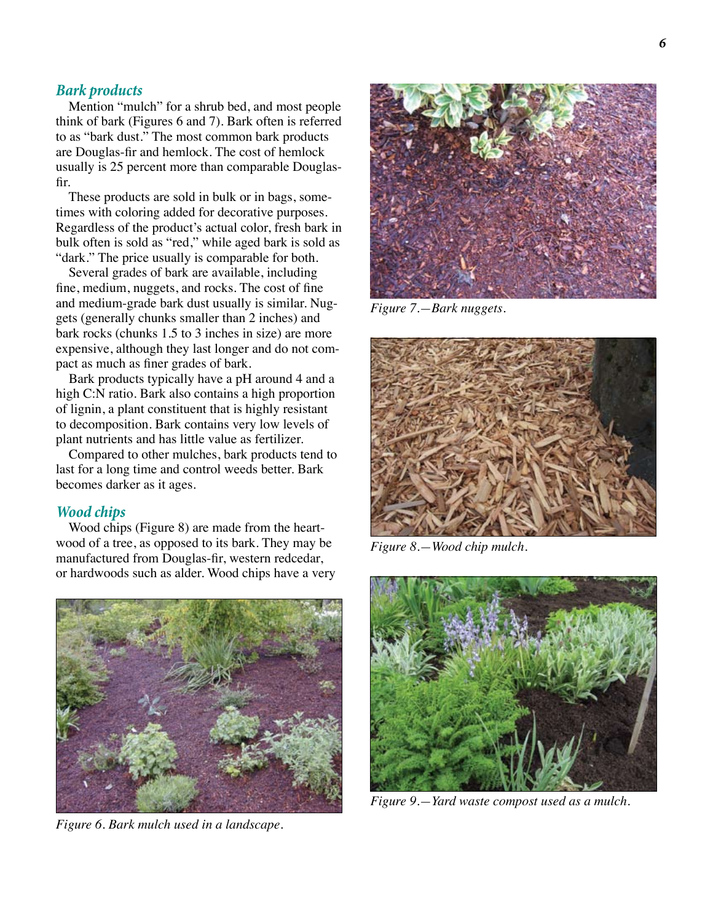## *Bark products*

Mention "mulch" for a shrub bed, and most people think of bark (Figures 6 and 7). Bark often is referred to as "bark dust." The most common bark products are Douglas-fir and hemlock. The cost of hemlock usually is 25 percent more than comparable Douglas-fir.

These products are sold in bulk or in bags, sometimes with coloring added for decorative purposes. Regardless of the product's actual color, fresh bark in bulk often is sold as "red," while aged bark is sold as "dark." The price usually is comparable for both.

Several grades of bark are available, including fine, medium, nuggets, and rocks. The cost of fine and medium-grade bark dust usually is similar. Nuggets (generally chunks smaller than 2 inches) and bark rocks (chunks 1.5 to 3 inches in size) are more expensive, although they last longer and do not compact as much as finer grades of bark.

Bark products typically have a pH around 4 and a high C:N ratio. Bark also contains a high proportion of lignin, a plant constituent that is highly resistant to decomposition. Bark contains very low levels of plant nutrients and has little value as fertilizer.

Compared to other mulches, bark products tend to last for a long time and control weeds better. Bark becomes darker as it ages.

## *Wood chips*

Wood chips (Figure 8) are made from the heartwood of a tree, as opposed to its bark. They may be manufactured from Douglas-fir, western redcedar, or hardwoods such as alder. Wood chips have a very

*Figure 6. Bark mulch used in a landscape.*

*Figure 7.—Bark nuggets.*

*Figure 8.—Wood chip mulch.*

*Figure 9.—Yard waste compost used as a mulch.*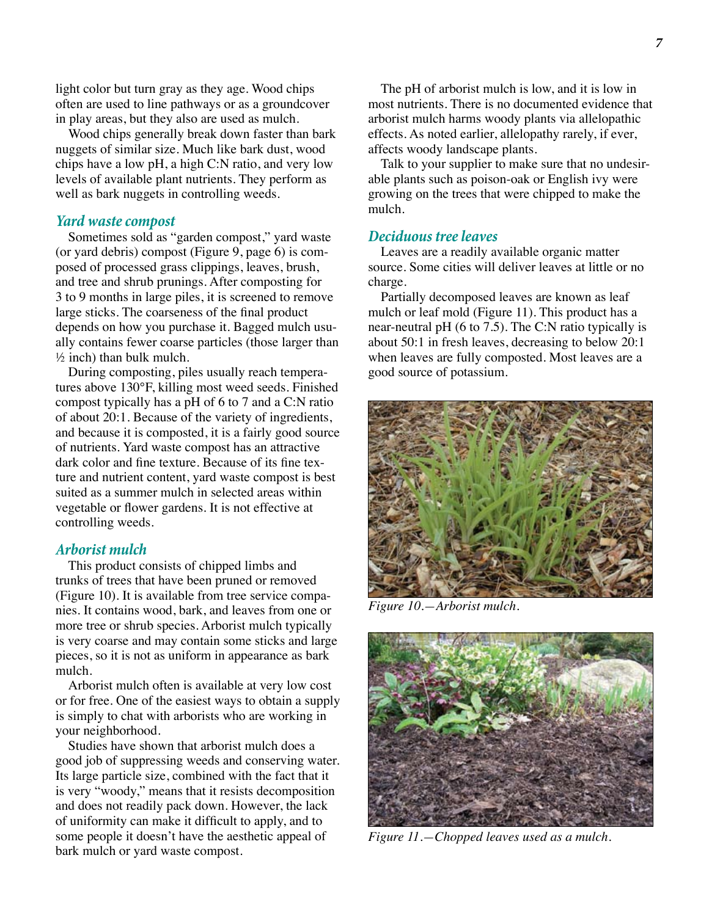light color but turn gray as they age. Wood chips often are used to line pathways or as a groundcover in play areas, but they also are used as mulch.

Wood chips generally break down faster than bark nuggets of similar size. Much like bark dust, wood chips have a low pH, a high C:N ratio, and very low levels of available plant nutrients. They perform as well as bark nuggets in controlling weeds.

### *Yard waste compost*

Sometimes sold as "garden compost," yard waste (or yard debris) compost (Figure 9, page 6) is composed of processed grass clippings, leaves, brush, and tree and shrub prunings. After composting for 3 to 9 months in large piles, it is screened to remove large sticks. The coarseness of the final product depends on how you purchase it. Bagged mulch usually contains fewer coarse particles (those larger than ½ inch) than bulk mulch.

During composting, piles usually reach temperatures above 130°F, killing most weed seeds. Finished compost typically has a pH of 6 to 7 and a C:N ratio of about 20:1. Because of the variety of ingredients, and because it is composted, it is a fairly good source of nutrients. Yard waste compost has an attractive dark color and fine texture. Because of its fine texture and nutrient content, yard waste compost is best suited as a summer mulch in selected areas within vegetable or flower gardens. It is not effective at controlling weeds.

### *Arborist mulch*

This product consists of chipped limbs and trunks of trees that have been pruned or removed (Figure 10). It is available from tree service companies. It contains wood, bark, and leaves from one or more tree or shrub species. Arborist mulch typically is very coarse and may contain some sticks and large pieces, so it is not as uniform in appearance as bark mulch.

Arborist mulch often is available at very low cost or for free. One of the easiest ways to obtain a supply is simply to chat with arborists who are working in your neighborhood.

Studies have shown that arborist mulch does a good job of suppressing weeds and conserving water. Its large particle size, combined with the fact that it is very "woody," means that it resists decomposition and does not readily pack down. However, the lack of uniformity can make it difficult to apply, and to some people it doesn't have the aesthetic appeal of bark mulch or yard waste compost.

The pH of arborist mulch is low, and it is low in most nutrients. There is no documented evidence that arborist mulch harms woody plants via allelopathic effects. As noted earlier, allelopathy rarely, if ever, affects woody landscape plants.

Talk to your supplier to make sure that no undesirable plants such as poison-oak or English ivy were growing on the trees that were chipped to make the mulch.

### *Deciduous tree leaves*

Leaves are a readily available organic matter source. Some cities will deliver leaves at little or no charge.

Partially decomposed leaves are known as leaf mulch or leaf mold (Figure 11). This product has a near-neutral pH (6 to 7.5). The C:N ratio typically is about 50:1 in fresh leaves, decreasing to below 20:1 when leaves are fully composted. Most leaves are a good source of potassium.

*Figure 10.—Arborist mulch.*

*Figure 11.—Chopped leaves used as a mulch.*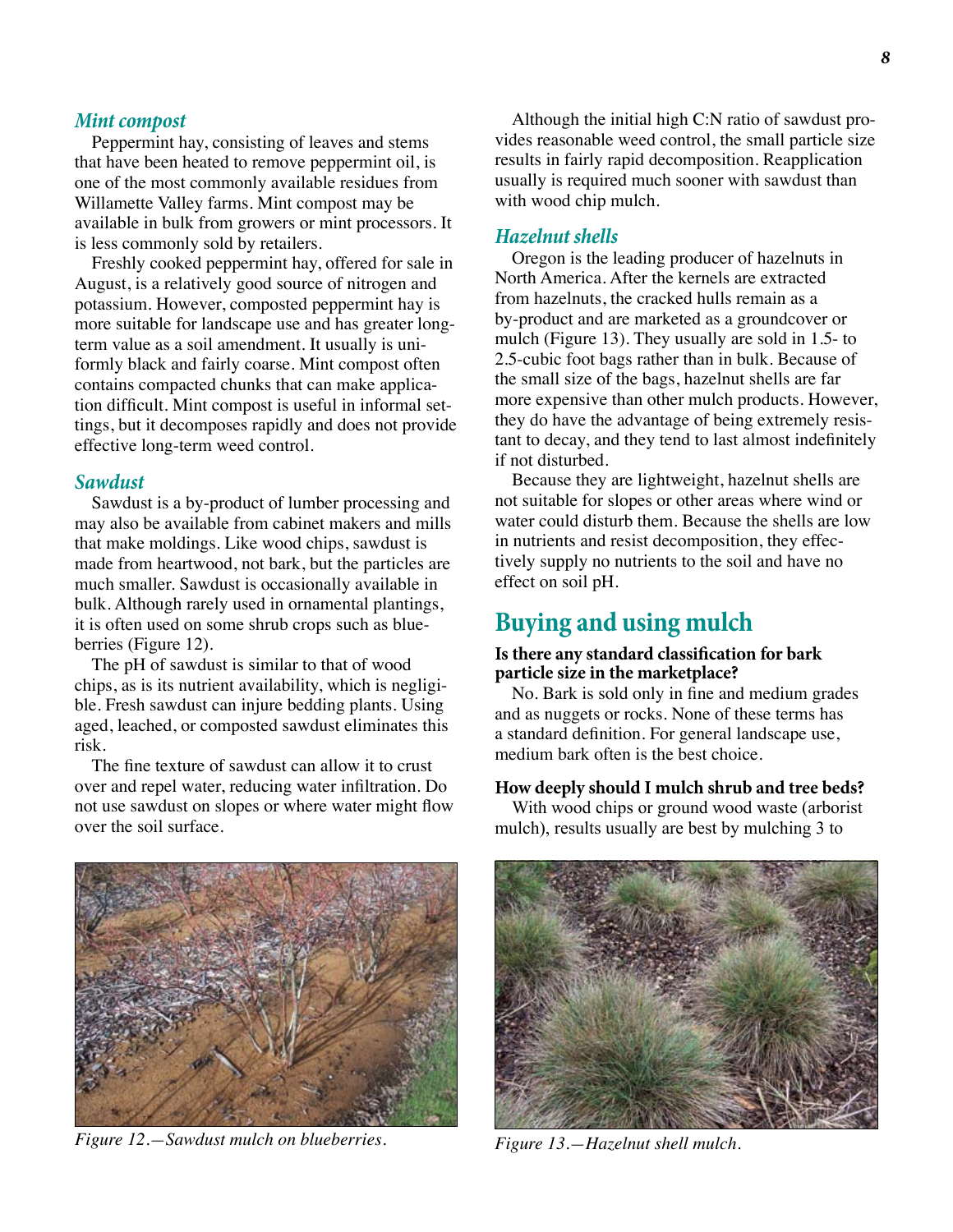### *Mint compost*

Peppermint hay, consisting of leaves and stems that have been heated to remove peppermint oil, is one of the most commonly available residues from Willamette Valley farms. Mint compost may be available in bulk from growers or mint processors. It is less commonly sold by retailers.

Freshly cooked peppermint hay, offered for sale in August, is a relatively good source of nitrogen and potassium. However, composted peppermint hay is more suitable for landscape use and has greater long-term value as a soil amendment. It usually is uniformly black and fairly coarse. Mint compost often contains compacted chunks that can make application difficult. Mint compost is useful in informal settings, but it decomposes rapidly and does not provide effective long-term weed control.

### *Sawdust*

Sawdust is a by-product of lumber processing and may also be available from cabinet makers and mills that make moldings. Like wood chips, sawdust is made from heartwood, not bark, but the particles are much smaller. Sawdust is occasionally available in bulk. Although rarely used in ornamental plantings, it is often used on some shrub crops such as blueberries (Figure 12).

The pH of sawdust is similar to that of wood chips, as is its nutrient availability, which is negligible. Fresh sawdust can injure bedding plants. Using aged, leached, or composted sawdust eliminates this risk.

The fine texture of sawdust can allow it to crust over and repel water, reducing water infiltration. Do not use sawdust on slopes or where water might flow over the soil surface.

Although the initial high C:N ratio of sawdust provides reasonable weed control, the small particle size results in fairly rapid decomposition. Reapplication usually is required much sooner with sawdust than with wood chip mulch.

*Figure 12.—Sawdust mulch on blueberries.*

### *Hazelnut shells*

Oregon is the leading producer of hazelnuts in North America. After the kernels are extracted from hazelnuts, the cracked hulls remain as a by-product and are marketed as a groundcover or mulch (Figure 13). They usually are sold in 1.5- to 2.5-cubic foot bags rather than in bulk. Because of the small size of the bags, hazelnut shells are far more expensive than other mulch products. However, they do have the advantage of being extremely resistant to decay, and they tend to last almost indefinitely if not disturbed.

Because they are lightweight, hazelnut shells are not suitable for slopes or other areas where wind or water could disturb them. Because the shells are low in nutrients and resist decomposition, they effectively supply no nutrients to the soil and have no effect on soil pH.

*Figure 13.—Hazelnut shell mulch.*

## Buying and using mulch

**Is there any standard classification for bark particle size in the marketplace?**

No. Bark is sold only in fine and medium grades and as nuggets or rocks. None of these terms has a standard definition. For general landscape use, medium bark often is the best choice.

**How deeply should I mulch shrub and tree beds?**

With wood chips or ground wood waste (arborist mulch), results usually are best by mulching 3 to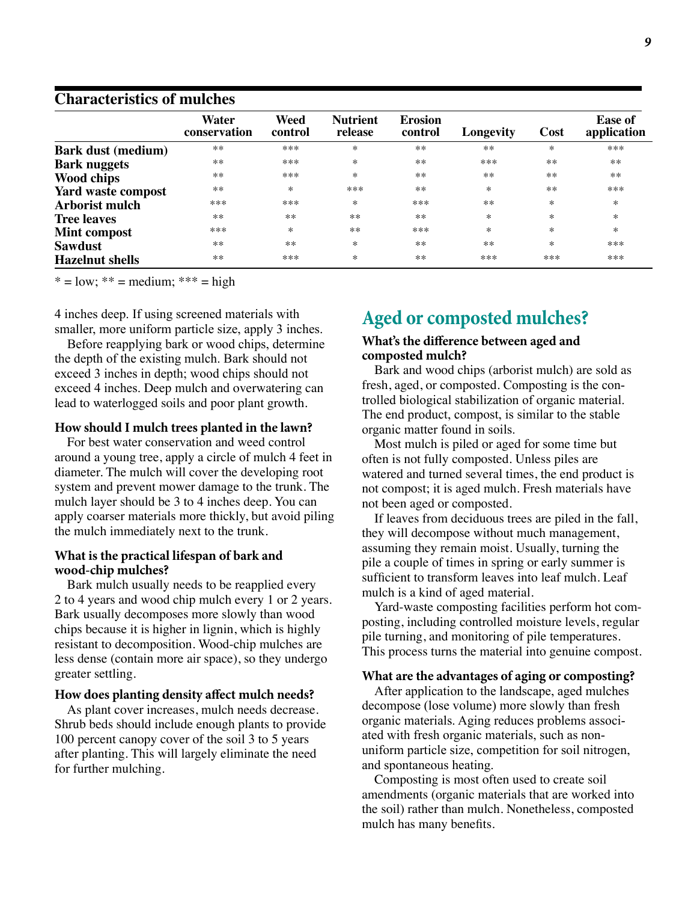## Characteristics of mulches

| | Water conservation | Weed control | Nutrient release | Erosion control | Longevity | Cost | Ease of application |
|---|---|---|---|---|---|---|---|
| **Bark dust (medium)** | ** | *** | * | ** | ** | * | *** |
| **Bark nuggets** | ** | *** | * | ** | *** | ** | ** |
| **Wood chips** | ** | *** | * | ** | ** | ** | ** |
| **Yard waste compost** | ** | * | *** | ** | * | ** | *** |
| **Arborist mulch** | *** | *** | * | *** | ** | * | * |
| **Tree leaves** | ** | ** | ** | ** | * | * | * |
| **Mint compost** | *** | * | ** | *** | * | * | * |
| **Sawdust** | ** | ** | * | ** | ** | * | *** |
| **Hazelnut shells** | ** | *** | * | ** | *** | *** | *** |

* = low; ** = medium; *** = high

4 inches deep. If using screened materials with smaller, more uniform particle size, apply 3 inches.

Before reapplying bark or wood chips, determine the depth of the existing mulch. Bark should not exceed 3 inches in depth; wood chips should not exceed 4 inches. Deep mulch and overwatering can lead to waterlogged soils and poor plant growth.

### How should I mulch trees planted in the lawn?

For best water conservation and weed control around a young tree, apply a circle of mulch 4 feet in diameter. The mulch will cover the developing root system and prevent mower damage to the trunk. The mulch layer should be 3 to 4 inches deep. You can apply coarser materials more thickly, but avoid piling the mulch immediately next to the trunk.

### What is the practical lifespan of bark and wood-chip mulches?

Bark mulch usually needs to be reapplied every 2 to 4 years and wood chip mulch every 1 or 2 years. Bark usually decomposes more slowly than wood chips because it is higher in lignin, which is highly resistant to decomposition. Wood-chip mulches are less dense (contain more air space), so they undergo greater settling.

### How does planting density affect mulch needs?

As plant cover increases, mulch needs decrease. Shrub beds should include enough plants to provide 100 percent canopy cover of the soil 3 to 5 years after planting. This will largely eliminate the need for further mulching.

## Aged or composted mulches?

### What's the difference between aged and composted mulch?

Bark and wood chips (arborist mulch) are sold as fresh, aged, or composted. Composting is the controlled biological stabilization of organic material. The end product, compost, is similar to the stable organic matter found in soils.

Most mulch is piled or aged for some time but often is not fully composted. Unless piles are watered and turned several times, the end product is not compost; it is aged mulch. Fresh materials have not been aged or composted.

If leaves from deciduous trees are piled in the fall, they will decompose without much management, assuming they remain moist. Usually, turning the pile a couple of times in spring or early summer is sufficient to transform leaves into leaf mulch. Leaf mulch is a kind of aged material.

Yard-waste composting facilities perform hot composting, including controlled moisture levels, regular pile turning, and monitoring of pile temperatures. This process turns the material into genuine compost.

### What are the advantages of aging or composting?

After application to the landscape, aged mulches decompose (lose volume) more slowly than fresh organic materials. Aging reduces problems associated with fresh organic materials, such as nonuniform particle size, competition for soil nitrogen, and spontaneous heating.

Composting is most often used to create soil amendments (organic materials that are worked into the soil) rather than mulch. Nonetheless, composted mulch has many benefits.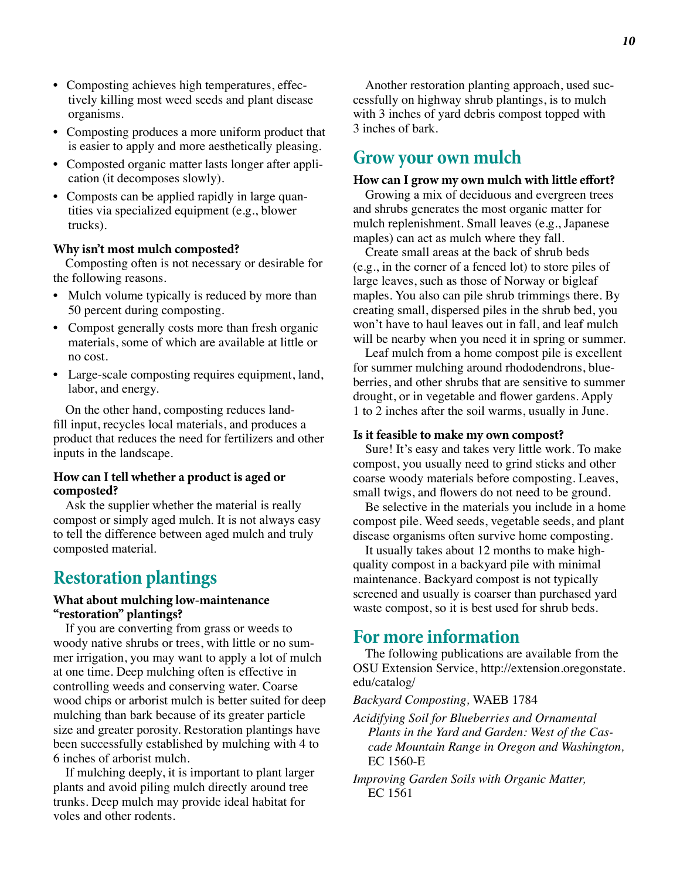- Composting achieves high temperatures, effectively killing most weed seeds and plant disease organisms.
- Composting produces a more uniform product that is easier to apply and more aesthetically pleasing.
- Composted organic matter lasts longer after application (it decomposes slowly).
- Composts can be applied rapidly in large quantities via specialized equipment (e.g., blower trucks).

**Why isn't most mulch composted?**

Composting often is not necessary or desirable for the following reasons.

- Mulch volume typically is reduced by more than 50 percent during composting.
- Compost generally costs more than fresh organic materials, some of which are available at little or no cost.
- Large-scale composting requires equipment, land, labor, and energy.

On the other hand, composting reduces landfill input, recycles local materials, and produces a product that reduces the need for fertilizers and other inputs in the landscape.

**How can I tell whether a product is aged or composted?**

Ask the supplier whether the material is really compost or simply aged mulch. It is not always easy to tell the difference between aged mulch and truly composted material.

## Restoration plantings

**What about mulching low-maintenance "restoration" plantings?**

If you are converting from grass or weeds to woody native shrubs or trees, with little or no summer irrigation, you may want to apply a lot of mulch at one time. Deep mulching often is effective in controlling weeds and conserving water. Coarse wood chips or arborist mulch is better suited for deep mulching than bark because of its greater particle size and greater porosity. Restoration plantings have been successfully established by mulching with 4 to 6 inches of arborist mulch.

If mulching deeply, it is important to plant larger plants and avoid piling mulch directly around tree trunks. Deep mulch may provide ideal habitat for voles and other rodents.

Another restoration planting approach, used successfully on highway shrub plantings, is to mulch with 3 inches of yard debris compost topped with 3 inches of bark.

## Grow your own mulch

**How can I grow my own mulch with little effort?**

Growing a mix of deciduous and evergreen trees and shrubs generates the most organic matter for mulch replenishment. Small leaves (e.g., Japanese maples) can act as mulch where they fall.

Create small areas at the back of shrub beds (e.g., in the corner of a fenced lot) to store piles of large leaves, such as those of Norway or bigleaf maples. You also can pile shrub trimmings there. By creating small, dispersed piles in the shrub bed, you won't have to haul leaves out in fall, and leaf mulch will be nearby when you need it in spring or summer.

Leaf mulch from a home compost pile is excellent for summer mulching around rhododendrons, blueberries, and other shrubs that are sensitive to summer drought, or in vegetable and flower gardens. Apply 1 to 2 inches after the soil warms, usually in June.

**Is it feasible to make my own compost?**

Sure! It's easy and takes very little work. To make compost, you usually need to grind sticks and other coarse woody materials before composting. Leaves, small twigs, and flowers do not need to be ground.

Be selective in the materials you include in a home compost pile. Weed seeds, vegetable seeds, and plant disease organisms often survive home composting.

It usually takes about 12 months to make high-quality compost in a backyard pile with minimal maintenance. Backyard compost is not typically screened and usually is coarser than purchased yard waste compost, so it is best used for shrub beds.

## For more information

The following publications are available from the OSU Extension Service, http://extension.oregonstate.edu/catalog/

*Backyard Composting,* WAEB 1784

*Acidifying Soil for Blueberries and Ornamental Plants in the Yard and Garden: West of the Cascade Mountain Range in Oregon and Washington,* EC 1560-E

*Improving Garden Soils with Organic Matter,* EC 1561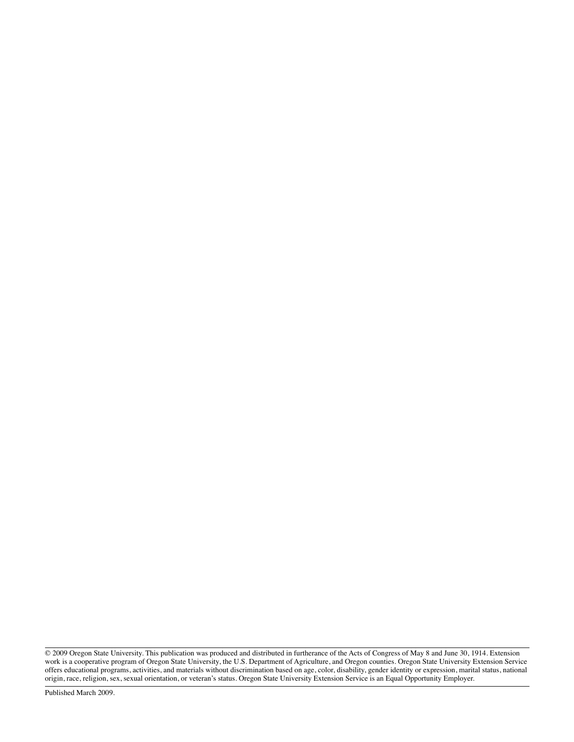© 2009 Oregon State University. This publication was produced and distributed in furtherance of the Acts of Congress of May 8 and June 30, 1914. Extension work is a cooperative program of Oregon State University, the U.S. Department of Agriculture, and Oregon counties. Oregon State University Extension Service offers educational programs, activities, and materials without discrimination based on age, color, disability, gender identity or expression, marital status, national origin, race, religion, sex, sexual orientation, or veteran's status. Oregon State University Extension Service is an Equal Opportunity Employer.

Published March 2009.